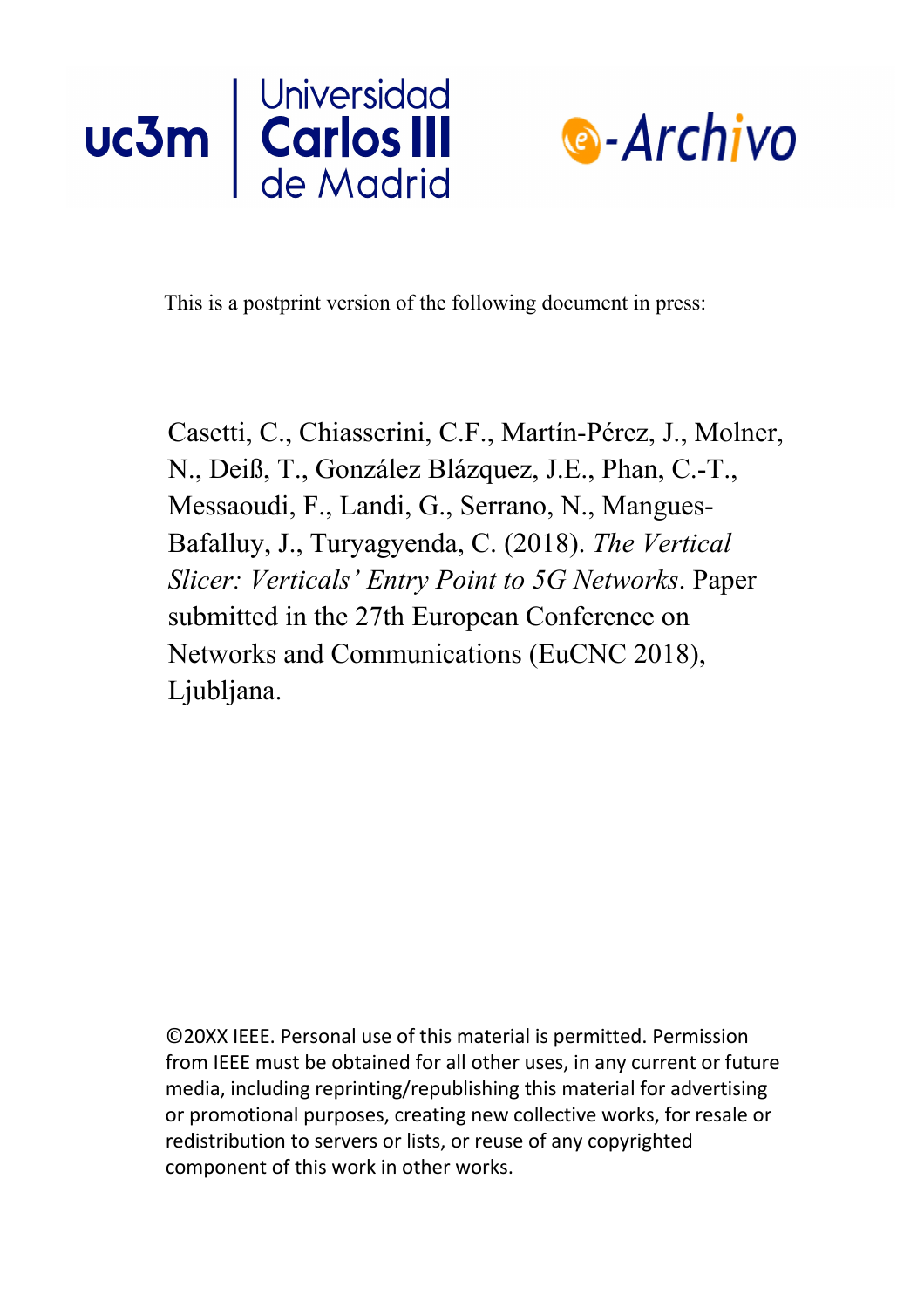This is a postprint version of the following document in press:

Casetti, C., Chiasserini, C.F., Martín-Pérez, J., Molner, N., Deiß, T., González Blázquez, J.E., Phan, C.-T., Messaoudi, F., Landi, G., Serrano, N., Mangues-Bafalluy, J., Turyagyenda, C. (2018). *The Vertical Slicer: Verticals' Entry Point to 5G Networks*. Paper submitted in the 27th European Conference on Networks and Communications (EuCNC 2018), Ljubljana.

©20XX IEEE. Personal use of this material is permitted. Permission from IEEE must be obtained for all other uses, in any current or future media, including reprinting/republishing this material for advertising or promotional purposes, creating new collective works, for resale or redistribution to servers or lists, or reuse of any copyrighted component of this work in other works.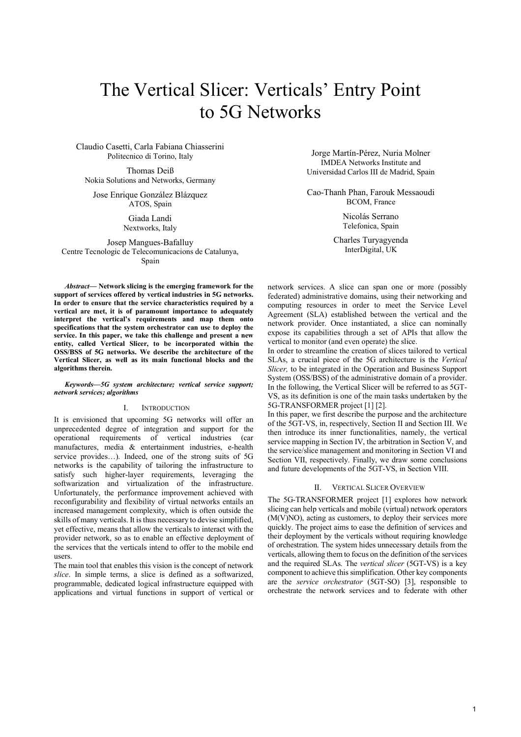# The Vertical Slicer: Verticals' Entry Point to 5G Networks

Claudio Casetti, Carla Fabiana Chiasserini
Politecnico di Torino, Italy

Thomas Deiß
Nokia Solutions and Networks, Germany

Jose Enrique González Blázquez
ATOS, Spain

Giada Landi
Nextworks, Italy

Josep Mangues-Bafalluy
Centre Tecnologic de Telecomunicacions de Catalunya, Spain

Jorge Martín-Pérez, Nuria Molner
IMDEA Networks Institute and
Universidad Carlos III de Madrid, Spain

Cao-Thanh Phan, Farouk Messaoudi
BCOM, France

Nicolás Serrano
Telefonica, Spain

Charles Turyagyenda
InterDigital, UK

***Abstract*— Network slicing is the emerging framework for the support of services offered by vertical industries in 5G networks. In order to ensure that the service characteristics required by a vertical are met, it is of paramount importance to adequately interpret the vertical's requirements and map them onto specifications that the system orchestrator can use to deploy the service. In this paper, we take this challenge and present a new entity, called Vertical Slicer, to be incorporated within the OSS/BSS of 5G networks. We describe the architecture of the Vertical Slicer, as well as its main functional blocks and the algorithms therein.**

***Keywords—5G system architecture; vertical service support; network services; algorithms***

## I. Introduction

It is envisioned that upcoming 5G networks will offer an unprecedented degree of integration and support for the operational requirements of vertical industries (car manufactures, media & entertainment industries, e-health service provides…). Indeed, one of the strong suits of 5G networks is the capability of tailoring the infrastructure to satisfy such higher-layer requirements, leveraging the softwarization and virtualization of the infrastructure. Unfortunately, the performance improvement achieved with reconfigurability and flexibility of virtual networks entails an increased management complexity, which is often outside the skills of many verticals. It is thus necessary to devise simplified, yet effective, means that allow the verticals to interact with the provider network, so as to enable an effective deployment of the services that the verticals intend to offer to the mobile end users.

The main tool that enables this vision is the concept of network *slice*. In simple terms, a slice is defined as a softwarized, programmable, dedicated logical infrastructure equipped with applications and virtual functions in support of vertical or network services. A slice can span one or more (possibly federated) administrative domains, using their networking and computing resources in order to meet the Service Level Agreement (SLA) established between the vertical and the network provider. Once instantiated, a slice can nominally expose its capabilities through a set of APIs that allow the vertical to monitor (and even operate) the slice.

In order to streamline the creation of slices tailored to vertical SLAs, a crucial piece of the 5G architecture is the *Vertical Slicer,* to be integrated in the Operation and Business Support System (OSS/BSS) of the administrative domain of a provider. In the following, the Vertical Slicer will be referred to as 5GT-VS, as its definition is one of the main tasks undertaken by the 5G-TRANSFORMER project [1] [2].

In this paper, we first describe the purpose and the architecture of the 5GT-VS, in, respectively, Section II and Section III. We then introduce its inner functionalities, namely, the vertical service mapping in Section IV, the arbitration in Section V, and the service/slice management and monitoring in Section VI and Section VII, respectively. Finally, we draw some conclusions and future developments of the 5GT-VS, in Section VIII.

## II. Vertical Slicer Overview

The 5G-TRANSFORMER project [1] explores how network slicing can help verticals and mobile (virtual) network operators (M(V)NO), acting as customers, to deploy their services more quickly. The project aims to ease the definition of services and their deployment by the verticals without requiring knowledge of orchestration. The system hides unnecessary details from the verticals, allowing them to focus on the definition of the services and the required SLAs. The *vertical slicer* (5GT-VS) is a key component to achieve this simplification. Other key components are the *service orchestrator* (5GT-SO) [3], responsible to orchestrate the network services and to federate with other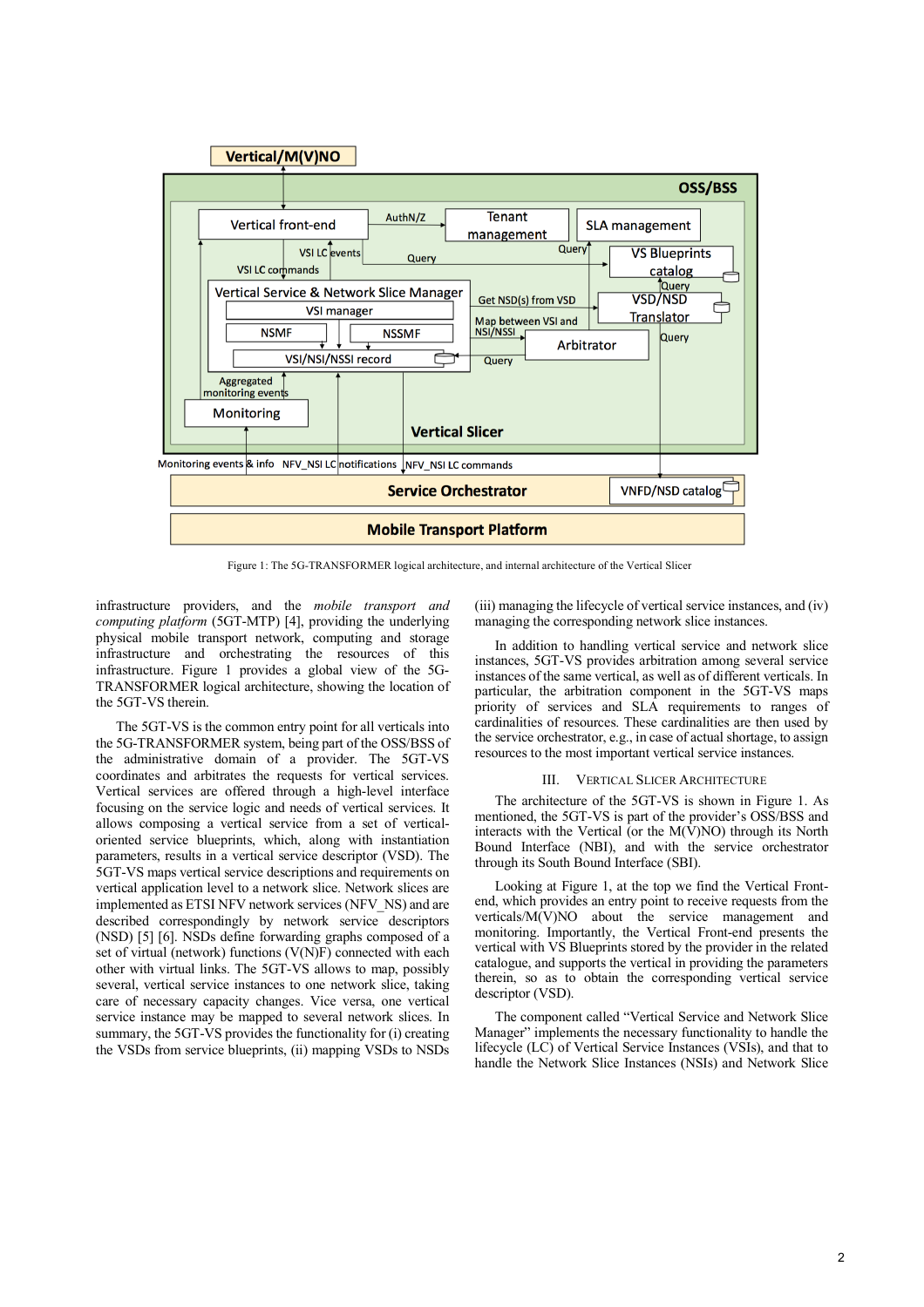Figure 1: The 5G-TRANSFORMER logical architecture, and internal architecture of the Vertical Slicer

infrastructure providers, and the *mobile transport and computing platform* (5GT-MTP) [4], providing the underlying physical mobile transport network, computing and storage infrastructure and orchestrating the resources of this infrastructure. Figure 1 provides a global view of the 5G-TRANSFORMER logical architecture, showing the location of the 5GT-VS therein.

The 5GT-VS is the common entry point for all verticals into the 5G-TRANSFORMER system, being part of the OSS/BSS of the administrative domain of a provider. The 5GT-VS coordinates and arbitrates the requests for vertical services. Vertical services are offered through a high-level interface focusing on the service logic and needs of vertical services. It allows composing a vertical service from a set of vertical-oriented service blueprints, which, along with instantiation parameters, results in a vertical service descriptor (VSD). The 5GT-VS maps vertical service descriptions and requirements on vertical application level to a network slice. Network slices are implemented as ETSI NFV network services (NFV_NS) and are described correspondingly by network service descriptors (NSD) [5] [6]. NSDs define forwarding graphs composed of a set of virtual (network) functions (V(N)F) connected with each other with virtual links. The 5GT-VS allows to map, possibly several, vertical service instances to one network slice, taking care of necessary capacity changes. Vice versa, one vertical service instance may be mapped to several network slices. In summary, the 5GT-VS provides the functionality for (i) creating the VSDs from service blueprints, (ii) mapping VSDs to NSDs (iii) managing the lifecycle of vertical service instances, and (iv) managing the corresponding network slice instances.

In addition to handling vertical service and network slice instances, 5GT-VS provides arbitration among several service instances of the same vertical, as well as of different verticals. In particular, the arbitration component in the 5GT-VS maps priority of services and SLA requirements to ranges of cardinalities of resources. These cardinalities are then used by the service orchestrator, e.g., in case of actual shortage, to assign resources to the most important vertical service instances.

## III. Vertical Slicer Architecture

The architecture of the 5GT-VS is shown in Figure 1. As mentioned, the 5GT-VS is part of the provider's OSS/BSS and interacts with the Vertical (or the M(V)NO) through its North Bound Interface (NBI), and with the service orchestrator through its South Bound Interface (SBI).

Looking at Figure 1, at the top we find the Vertical Front-end, which provides an entry point to receive requests from the verticals/M(V)NO about the service management and monitoring. Importantly, the Vertical Front-end presents the vertical with VS Blueprints stored by the provider in the related catalogue, and supports the vertical in providing the parameters therein, so as to obtain the corresponding vertical service descriptor (VSD).

The component called "Vertical Service and Network Slice Manager" implements the necessary functionality to handle the lifecycle (LC) of Vertical Service Instances (VSIs), and that to handle the Network Slice Instances (NSIs) and Network Slice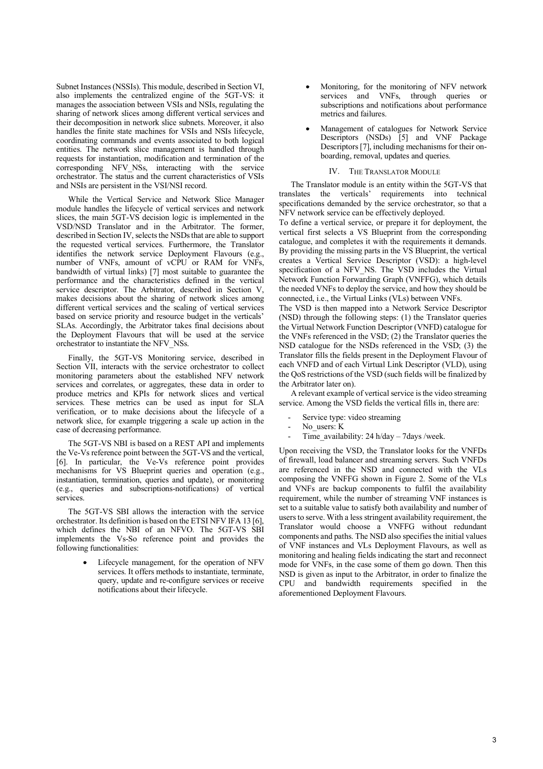Subnet Instances (NSSIs). This module, described in Section VI, also implements the centralized engine of the 5GT-VS: it manages the association between VSIs and NSIs, regulating the sharing of network slices among different vertical services and their decomposition in network slice subnets. Moreover, it also handles the finite state machines for VSIs and NSIs lifecycle, coordinating commands and events associated to both logical entities. The network slice management is handled through requests for instantiation, modification and termination of the corresponding NFV_NSs, interacting with the service orchestrator. The status and the current characteristics of VSIs and NSIs are persistent in the VSI/NSI record.

While the Vertical Service and Network Slice Manager module handles the lifecycle of vertical services and network slices, the main 5GT-VS decision logic is implemented in the VSD/NSD Translator and in the Arbitrator. The former, described in Section IV, selects the NSDs that are able to support the requested vertical services. Furthermore, the Translator identifies the network service Deployment Flavours (e.g., number of VNFs, amount of vCPU or RAM for VNFs, bandwidth of virtual links) [7] most suitable to guarantee the performance and the characteristics defined in the vertical service descriptor. The Arbitrator, described in Section V, makes decisions about the sharing of network slices among different vertical services and the scaling of vertical services based on service priority and resource budget in the verticals' SLAs. Accordingly, the Arbitrator takes final decisions about the Deployment Flavours that will be used at the service orchestrator to instantiate the NFV_NSs.

Finally, the 5GT-VS Monitoring service, described in Section VII, interacts with the service orchestrator to collect monitoring parameters about the established NFV network services and correlates, or aggregates, these data in order to produce metrics and KPIs for network slices and vertical services. These metrics can be used as input for SLA verification, or to make decisions about the lifecycle of a network slice, for example triggering a scale up action in the case of decreasing performance.

The 5GT-VS NBI is based on a REST API and implements the Ve-Vs reference point between the 5GT-VS and the vertical, [6]. In particular, the Ve-Vs reference point provides mechanisms for VS Blueprint queries and operation (e.g., instantiation, termination, queries and update), or monitoring (e.g., queries and subscriptions-notifications) of vertical services.

The 5GT-VS SBI allows the interaction with the service orchestrator. Its definition is based on the ETSI NFV IFA 13 [6], which defines the NBI of an NFVO. The 5GT-VS SBI implements the Vs-So reference point and provides the following functionalities:

- Lifecycle management, for the operation of NFV services. It offers methods to instantiate, terminate, query, update and re-configure services or receive notifications about their lifecycle.
- Monitoring, for the monitoring of NFV network services and VNFs, through queries or subscriptions and notifications about performance metrics and failures.
- Management of catalogues for Network Service Descriptors (NSDs) [5] and VNF Package Descriptors [7], including mechanisms for their on-boarding, removal, updates and queries.

## IV. The Translator Module

The Translator module is an entity within the 5GT-VS that translates the verticals' requirements into technical specifications demanded by the service orchestrator, so that a NFV network service can be effectively deployed.

To define a vertical service, or prepare it for deployment, the vertical first selects a VS Blueprint from the corresponding catalogue, and completes it with the requirements it demands. By providing the missing parts in the VS Blueprint, the vertical creates a Vertical Service Descriptor (VSD): a high-level specification of a NFV_NS. The VSD includes the Virtual Network Function Forwarding Graph (VNFFG), which details the needed VNFs to deploy the service, and how they should be connected, i.e., the Virtual Links (VLs) between VNFs.

The VSD is then mapped into a Network Service Descriptor (NSD) through the following steps: (1) the Translator queries the Virtual Network Function Descriptor (VNFD) catalogue for the VNFs referenced in the VSD; (2) the Translator queries the NSD catalogue for the NSDs referenced in the VSD; (3) the Translator fills the fields present in the Deployment Flavour of each VNFD and of each Virtual Link Descriptor (VLD), using the QoS restrictions of the VSD (such fields will be finalized by the Arbitrator later on).

A relevant example of vertical service is the video streaming service. Among the VSD fields the vertical fills in, there are:

- Service type: video streaming
- No_users: K
- Time_availability: 24 h/day – 7days /week.

Upon receiving the VSD, the Translator looks for the VNFDs of firewall, load balancer and streaming servers. Such VNFDs are referenced in the NSD and connected with the VLs composing the VNFFG shown in Figure 2. Some of the VLs and VNFs are backup components to fulfil the availability requirement, while the number of streaming VNF instances is set to a suitable value to satisfy both availability and number of users to serve. With a less stringent availability requirement, the Translator would choose a VNFFG without redundant components and paths. The NSD also specifies the initial values of VNF instances and VLs Deployment Flavours, as well as monitoring and healing fields indicating the start and reconnect mode for VNFs, in the case some of them go down. Then this NSD is given as input to the Arbitrator, in order to finalize the CPU and bandwidth requirements specified in the aforementioned Deployment Flavours.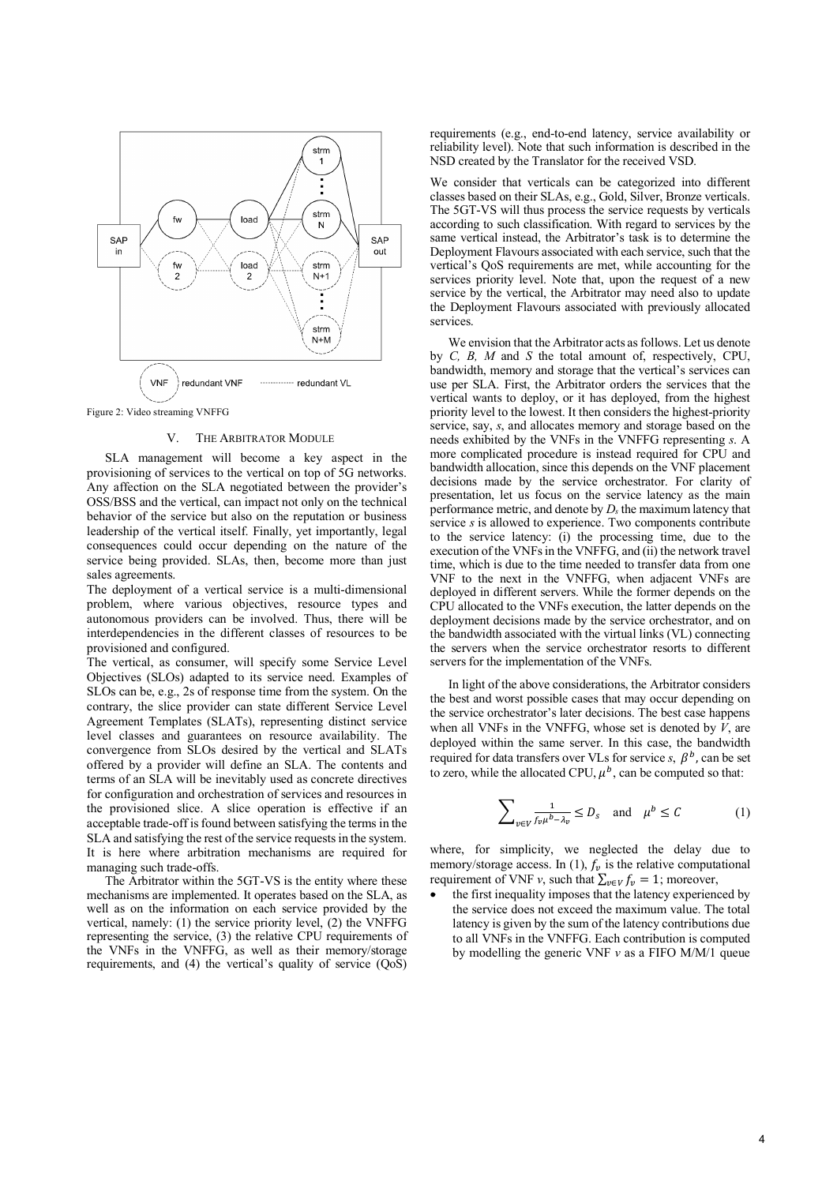Figure 2: Video streaming VNFFG

## V. THE ARBITRATOR MODULE

SLA management will become a key aspect in the provisioning of services to the vertical on top of 5G networks. Any affection on the SLA negotiated between the provider's OSS/BSS and the vertical, can impact not only on the technical behavior of the service but also on the reputation or business leadership of the vertical itself. Finally, yet importantly, legal consequences could occur depending on the nature of the service being provided. SLAs, then, become more than just sales agreements.

The deployment of a vertical service is a multi-dimensional problem, where various objectives, resource types and autonomous providers can be involved. Thus, there will be interdependencies in the different classes of resources to be provisioned and configured.

The vertical, as consumer, will specify some Service Level Objectives (SLOs) adapted to its service need. Examples of SLOs can be, e.g., 2s of response time from the system. On the contrary, the slice provider can state different Service Level Agreement Templates (SLATs), representing distinct service level classes and guarantees on resource availability. The convergence from SLOs desired by the vertical and SLATs offered by a provider will define an SLA. The contents and terms of an SLA will be inevitably used as concrete directives for configuration and orchestration of services and resources in the provisioned slice. A slice operation is effective if an acceptable trade-off is found between satisfying the terms in the SLA and satisfying the rest of the service requests in the system. It is here where arbitration mechanisms are required for managing such trade-offs.

The Arbitrator within the 5GT-VS is the entity where these mechanisms are implemented. It operates based on the SLA, as well as on the information on each service provided by the vertical, namely: (1) the service priority level, (2) the VNFFG representing the service, (3) the relative CPU requirements of the VNFs in the VNFFG, as well as their memory/storage requirements, and (4) the vertical's quality of service (QoS) requirements (e.g., end-to-end latency, service availability or reliability level). Note that such information is described in the NSD created by the Translator for the received VSD.

We consider that verticals can be categorized into different classes based on their SLAs, e.g., Gold, Silver, Bronze verticals. The 5GT-VS will thus process the service requests by verticals according to such classification. With regard to services by the same vertical instead, the Arbitrator's task is to determine the Deployment Flavours associated with each service, such that the vertical's QoS requirements are met, while accounting for the services priority level. Note that, upon the request of a new service by the vertical, the Arbitrator may need also to update the Deployment Flavours associated with previously allocated services.

We envision that the Arbitrator acts as follows. Let us denote by *C, B, M* and *S* the total amount of, respectively, CPU, bandwidth, memory and storage that the vertical's services can use per SLA. First, the Arbitrator orders the services that the vertical wants to deploy, or it has deployed, from the highest priority level to the lowest. It then considers the highest-priority service, say, *s*, and allocates memory and storage based on the needs exhibited by the VNFs in the VNFFG representing *s*. A more complicated procedure is instead required for CPU and bandwidth allocation, since this depends on the VNF placement decisions made by the service orchestrator. For clarity of presentation, let us focus on the service latency as the main performance metric, and denote by $D_s$ the maximum latency that service *s* is allowed to experience. Two components contribute to the service latency: (i) the processing time, due to the execution of the VNFs in the VNFFG, and (ii) the network travel time, which is due to the time needed to transfer data from one VNF to the next in the VNFFG, when adjacent VNFs are deployed in different servers. While the former depends on the CPU allocated to the VNFs execution, the latter depends on the deployment decisions made by the service orchestrator, and on the bandwidth associated with the virtual links (VL) connecting the servers when the service orchestrator resorts to different servers for the implementation of the VNFs.

In light of the above considerations, the Arbitrator considers the best and worst possible cases that may occur depending on the service orchestrator's later decisions. The best case happens when all VNFs in the VNFFG, whose set is denoted by *V*, are deployed within the same server. In this case, the bandwidth required for data transfers over VLs for service *s*, $\beta^b$, can be set to zero, while the allocated CPU, $\mu^b$, can be computed so that:

$$\sum_{v \in V} \frac{1}{f_v \mu^b - \lambda_v} \leq D_s \quad \text{and} \quad \mu^b \leq C \qquad (1)$$

where, for simplicity, we neglected the delay due to memory/storage access. In (1), $f_v$ is the relative computational requirement of VNF *v*, such that $\sum_{v \in V} f_v = 1$; moreover,

- the first inequality imposes that the latency experienced by the service does not exceed the maximum value. The total latency is given by the sum of the latency contributions due to all VNFs in the VNFFG. Each contribution is computed by modelling the generic VNF *v* as a FIFO M/M/1 queue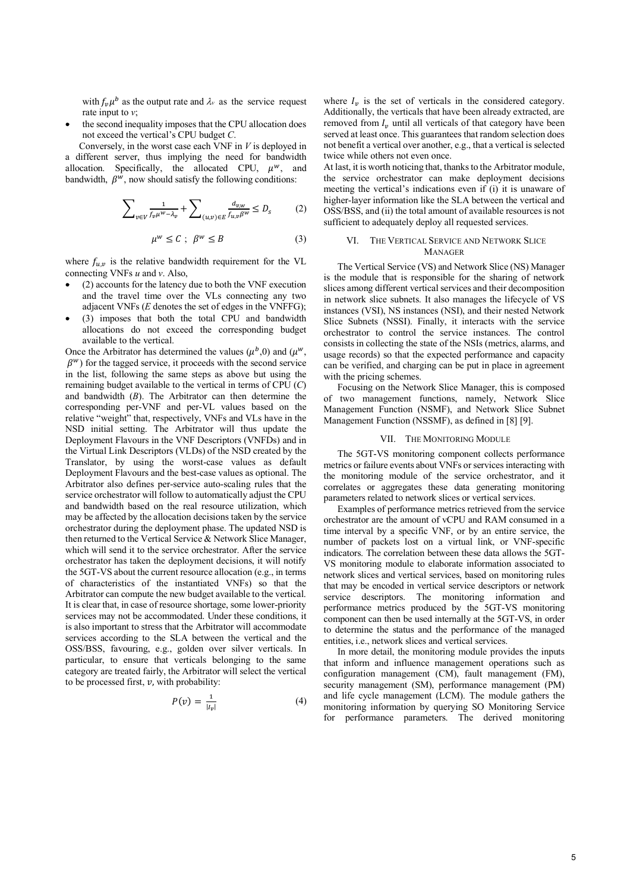with $f_v \mu^b$ as the output rate and $\lambda_v$ as the service request rate input to $v$;

- the second inequality imposes that the CPU allocation does not exceed the vertical's CPU budget $C$.

Conversely, in the worst case each VNF in $V$ is deployed in a different server, thus implying the need for bandwidth allocation. Specifically, the allocated CPU, $\mu^w$, and bandwidth, $\beta^w$, now should satisfy the following conditions:

$$\sum_{v \in V} \frac{1}{f_v \mu^w - \lambda_v} + \sum_{(u,v) \in E} \frac{d_{v,w}}{f_{u,v} \beta^w} \leq D_s \qquad (2)$$

$$\mu^w \leq C \ ; \ \beta^w \leq B \qquad (3)$$

where $f_{u,v}$ is the relative bandwidth requirement for the VL connecting VNFs $u$ and $v$. Also,

- (2) accounts for the latency due to both the VNF execution and the travel time over the VLs connecting any two adjacent VNFs ($E$ denotes the set of edges in the VNFFG);
- (3) imposes that both the total CPU and bandwidth allocations do not exceed the corresponding budget available to the vertical.

Once the Arbitrator has determined the values ($\mu^b$,0) and ($\mu^w$, $\beta^w$) for the tagged service, it proceeds with the second service in the list, following the same steps as above but using the remaining budget available to the vertical in terms of CPU ($C$) and bandwidth ($B$). The Arbitrator can then determine the corresponding per-VNF and per-VL values based on the relative "weight" that, respectively, VNFs and VLs have in the NSD initial setting. The Arbitrator will thus update the Deployment Flavours in the VNF Descriptors (VNFDs) and in the Virtual Link Descriptors (VLDs) of the NSD created by the Translator, by using the worst-case values as default Deployment Flavours and the best-case values as optional. The Arbitrator also defines per-service auto-scaling rules that the service orchestrator will follow to automatically adjust the CPU and bandwidth based on the real resource utilization, which may be affected by the allocation decisions taken by the service orchestrator during the deployment phase. The updated NSD is then returned to the Vertical Service & Network Slice Manager, which will send it to the service orchestrator. After the service orchestrator has taken the deployment decisions, it will notify the 5GT-VS about the current resource allocation (e.g., in terms of characteristics of the instantiated VNFs) so that the Arbitrator can compute the new budget available to the vertical. It is clear that, in case of resource shortage, some lower-priority services may not be accommodated. Under these conditions, it is also important to stress that the Arbitrator will accommodate services according to the SLA between the vertical and the OSS/BSS, favouring, e.g., golden over silver verticals. In particular, to ensure that verticals belonging to the same category are treated fairly, the Arbitrator will select the vertical to be processed first, $v$, with probability:

$$P(v) = \frac{1}{|I_v|} \qquad (4)$$

where $I_v$ is the set of verticals in the considered category. Additionally, the verticals that have been already extracted, are removed from $I_v$ until all verticals of that category have been served at least once. This guarantees that random selection does not benefit a vertical over another, e.g., that a vertical is selected twice while others not even once.

At last, it is worth noticing that, thanks to the Arbitrator module, the service orchestrator can make deployment decisions meeting the vertical's indications even if (i) it is unaware of higher-layer information like the SLA between the vertical and OSS/BSS, and (ii) the total amount of available resources is not sufficient to adequately deploy all requested services.

## VI. The Vertical Service and Network Slice Manager

The Vertical Service (VS) and Network Slice (NS) Manager is the module that is responsible for the sharing of network slices among different vertical services and their decomposition in network slice subnets. It also manages the lifecycle of VS instances (VSI), NS instances (NSI), and their nested Network Slice Subnets (NSSI). Finally, it interacts with the service orchestrator to control the service instances. The control consists in collecting the state of the NSIs (metrics, alarms, and usage records) so that the expected performance and capacity can be verified, and charging can be put in place in agreement with the pricing schemes.

Focusing on the Network Slice Manager, this is composed of two management functions, namely, Network Slice Management Function (NSMF), and Network Slice Subnet Management Function (NSSMF), as defined in [8] [9].

## VII. The Monitoring Module

The 5GT-VS monitoring component collects performance metrics or failure events about VNFs or services interacting with the monitoring module of the service orchestrator, and it correlates or aggregates these data generating monitoring parameters related to network slices or vertical services.

Examples of performance metrics retrieved from the service orchestrator are the amount of vCPU and RAM consumed in a time interval by a specific VNF, or by an entire service, the number of packets lost on a virtual link, or VNF-specific indicators. The correlation between these data allows the 5GT-VS monitoring module to elaborate information associated to network slices and vertical services, based on monitoring rules that may be encoded in vertical service descriptors or network service descriptors. The monitoring information and performance metrics produced by the 5GT-VS monitoring component can then be used internally at the 5GT-VS, in order to determine the status and the performance of the managed entities, i.e., network slices and vertical services.

In more detail, the monitoring module provides the inputs that inform and influence management operations such as configuration management (CM), fault management (FM), security management (SM), performance management (PM) and life cycle management (LCM). The module gathers the monitoring information by querying SO Monitoring Service for performance parameters. The derived monitoring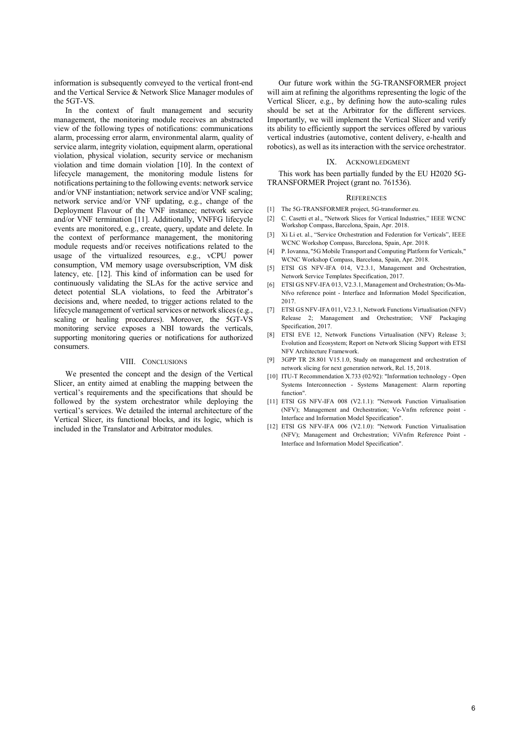information is subsequently conveyed to the vertical front-end and the Vertical Service & Network Slice Manager modules of the 5GT-VS.

In the context of fault management and security management, the monitoring module receives an abstracted view of the following types of notifications: communications alarm, processing error alarm, environmental alarm, quality of service alarm, integrity violation, equipment alarm, operational violation, physical violation, security service or mechanism violation and time domain violation [10]. In the context of lifecycle management, the monitoring module listens for notifications pertaining to the following events: network service and/or VNF instantiation; network service and/or VNF scaling; network service and/or VNF updating, e.g., change of the Deployment Flavour of the VNF instance; network service and/or VNF termination [11]. Additionally, VNFFG lifecycle events are monitored, e.g., create, query, update and delete. In the context of performance management, the monitoring module requests and/or receives notifications related to the usage of the virtualized resources, e.g., vCPU power consumption, VM memory usage oversubscription, VM disk latency, etc. [12]. This kind of information can be used for continuously validating the SLAs for the active service and detect potential SLA violations, to feed the Arbitrator's decisions and, where needed, to trigger actions related to the lifecycle management of vertical services or network slices (e.g., scaling or healing procedures). Moreover, the 5GT-VS monitoring service exposes a NBI towards the verticals, supporting monitoring queries or notifications for authorized consumers.

## VIII. Conclusions

We presented the concept and the design of the Vertical Slicer, an entity aimed at enabling the mapping between the vertical's requirements and the specifications that should be followed by the system orchestrator while deploying the vertical's services. We detailed the internal architecture of the Vertical Slicer, its functional blocks, and its logic, which is included in the Translator and Arbitrator modules.

Our future work within the 5G-TRANSFORMER project will aim at refining the algorithms representing the logic of the Vertical Slicer, e.g., by defining how the auto-scaling rules should be set at the Arbitrator for the different services. Importantly, we will implement the Vertical Slicer and verify its ability to efficiently support the services offered by various vertical industries (automotive, content delivery, e-health and robotics), as well as its interaction with the service orchestrator.

## IX. Acknowledgment

This work has been partially funded by the EU H2020 5G-TRANSFORMER Project (grant no. 761536).

## References

[1] The 5G-TRANSFORMER project, 5G-transformer.eu.

[2] C. Casetti et al., "Network Slices for Vertical Industries," IEEE WCNC Workshop Compass, Barcelona, Spain, Apr. 2018.

[3] Xi Li et. al., "Service Orchestration and Federation for Verticals", IEEE WCNC Workshop Compass, Barcelona, Spain, Apr. 2018.

[4] P. Iovanna, "5G Mobile Transport and Computing Platform for Verticals," WCNC Workshop Compass, Barcelona, Spain, Apr. 2018.

[5] ETSI GS NFV-IFA 014, V2.3.1, Management and Orchestration, Network Service Templates Specification, 2017.

[6] ETSI GS NFV-IFA 013, V2.3.1, Management and Orchestration; Os-Ma-Nfvo reference point - Interface and Information Model Specification, 2017.

[7] ETSI GS NFV-IFA 011, V2.3.1, Network Functions Virtualisation (NFV) Release 2; Management and Orchestration; VNF Packaging Specification, 2017.

[8] ETSI EVE 12, Network Functions Virtualisation (NFV) Release 3; Evolution and Ecosystem; Report on Network Slicing Support with ETSI NFV Architecture Framework.

[9] 3GPP TR 28.801 V15.1.0, Study on management and orchestration of network slicing for next generation network, Rel. 15, 2018.

[10] ITU-T Recommendation X.733 (02/92): "Information technology - Open Systems Interconnection - Systems Management: Alarm reporting function".

[11] ETSI GS NFV-IFA 008 (V2.1.1): "Network Function Virtualisation (NFV); Management and Orchestration; Ve-Vnfm reference point - Interface and Information Model Specification".

[12] ETSI GS NFV-IFA 006 (V2.1.0): "Network Function Virtualisation (NFV); Management and Orchestration; ViVnfm Reference Point - Interface and Information Model Specification".